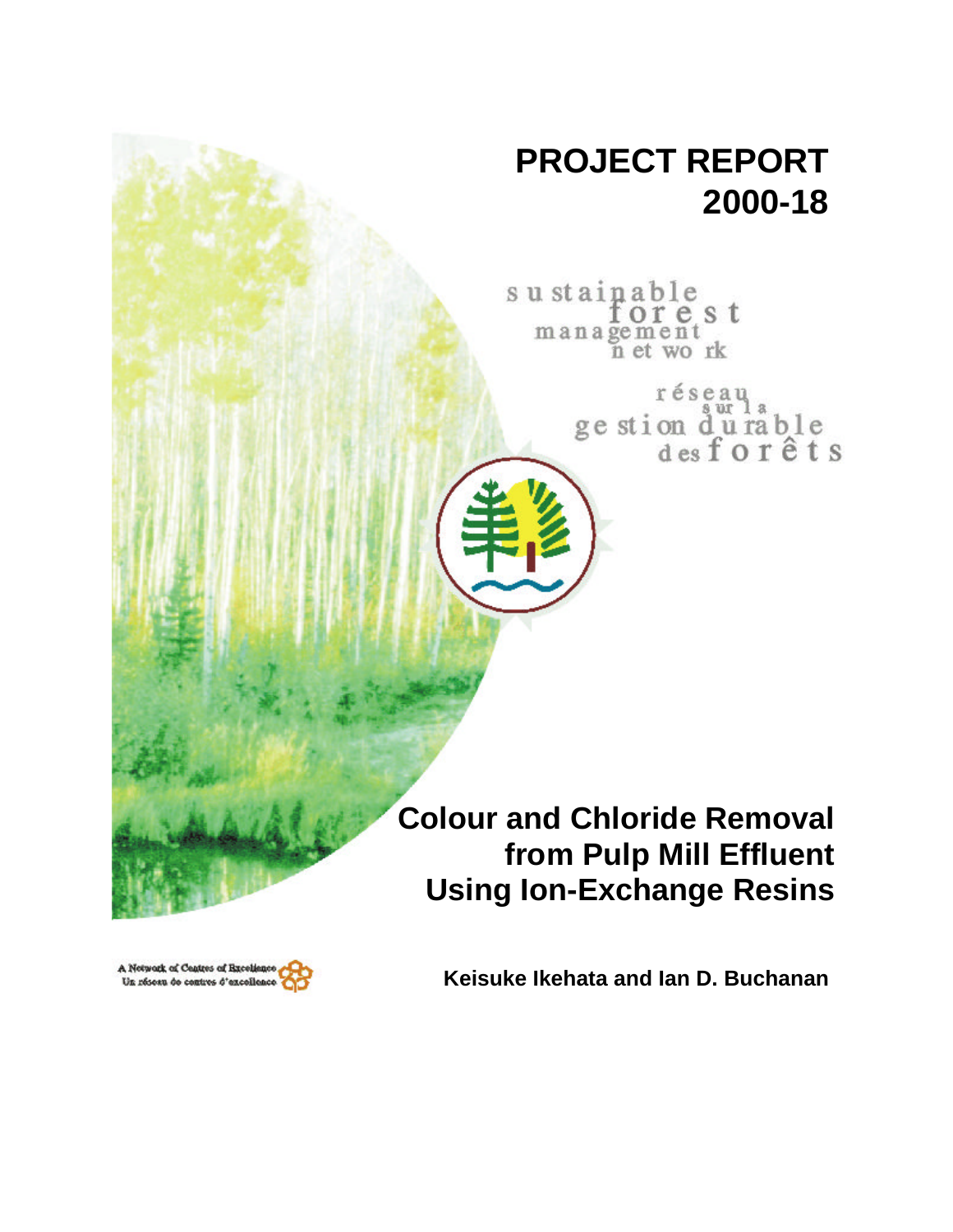# PROJECT REPORT 2000-18

sustainable forest management network

réseau sur la gestion durable des forêts

# Colour and Chloride Removal from Pulp Mill Effluent Using Ion-Exchange Resins

**Keisuke Ikehata and Ian D. Buchanan**

A Network of Centres of Excellence
Un réseau de centres d'excellence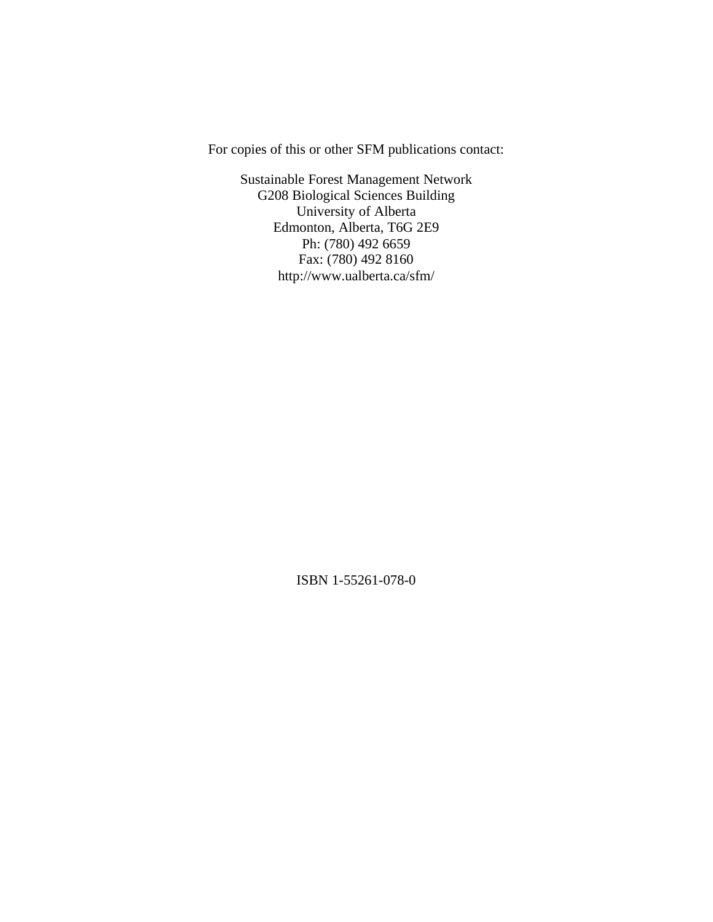For copies of this or other SFM publications contact:

Sustainable Forest Management Network
G208 Biological Sciences Building
University of Alberta
Edmonton, Alberta, T6G 2E9
Ph: (780) 492 6659
Fax: (780) 492 8160
http://www.ualberta.ca/sfm/

ISBN 1-55261-078-0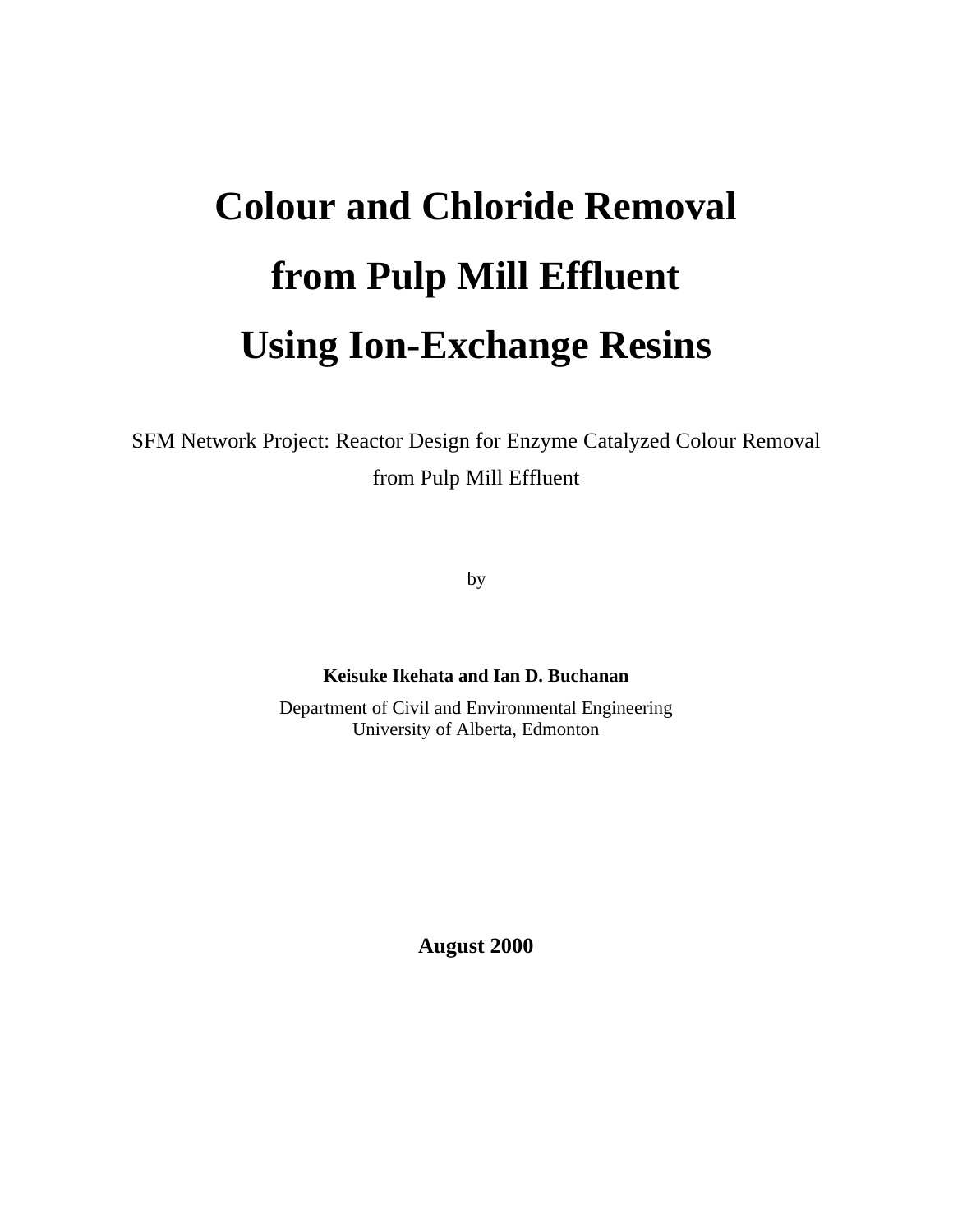# Colour and Chloride Removal from Pulp Mill Effluent Using Ion-Exchange Resins

SFM Network Project: Reactor Design for Enzyme Catalyzed Colour Removal from Pulp Mill Effluent

by

**Keisuke Ikehata and Ian D. Buchanan**

Department of Civil and Environmental Engineering
University of Alberta, Edmonton

**August 2000**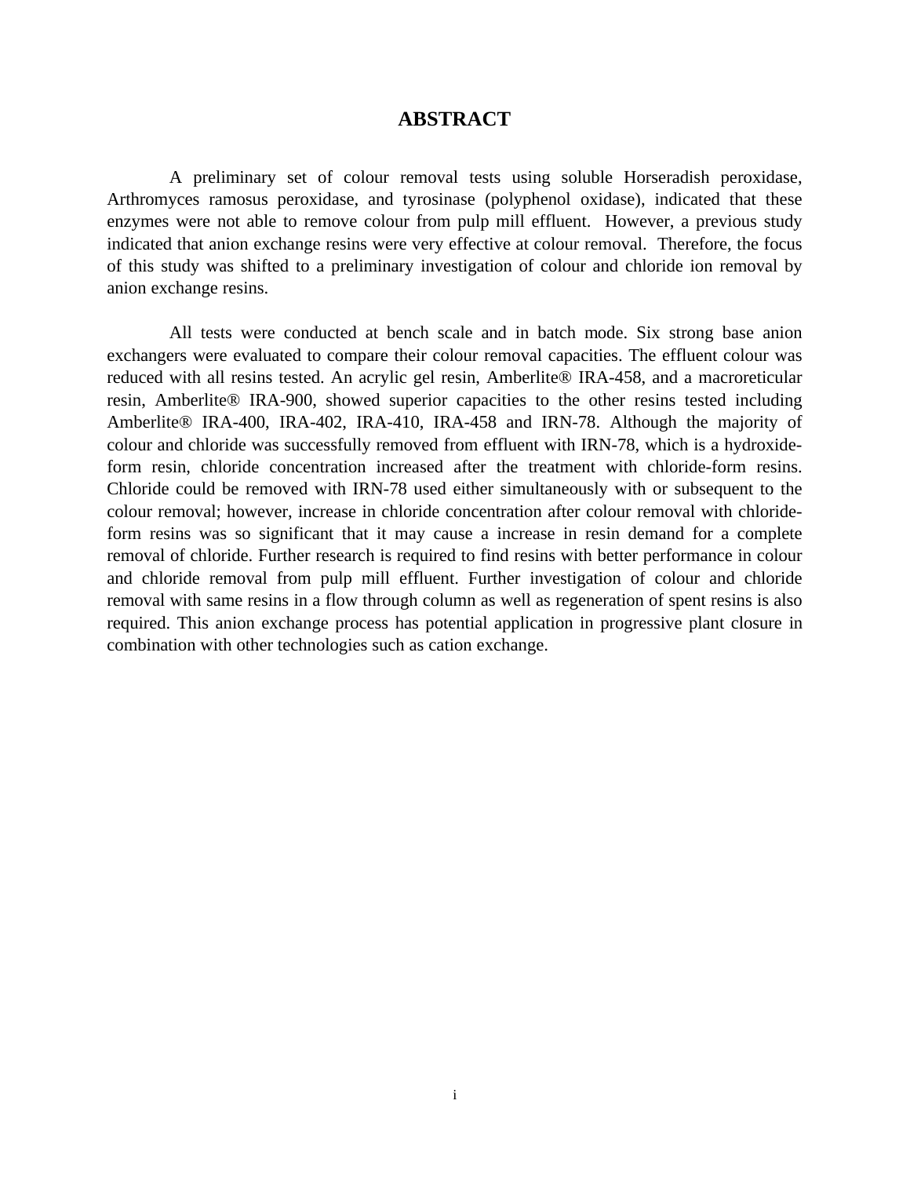# ABSTRACT

A preliminary set of colour removal tests using soluble Horseradish peroxidase, Arthromyces ramosus peroxidase, and tyrosinase (polyphenol oxidase), indicated that these enzymes were not able to remove colour from pulp mill effluent. However, a previous study indicated that anion exchange resins were very effective at colour removal. Therefore, the focus of this study was shifted to a preliminary investigation of colour and chloride ion removal by anion exchange resins.

All tests were conducted at bench scale and in batch mode. Six strong base anion exchangers were evaluated to compare their colour removal capacities. The effluent colour was reduced with all resins tested. An acrylic gel resin, Amberlite® IRA-458, and a macroreticular resin, Amberlite® IRA-900, showed superior capacities to the other resins tested including Amberlite® IRA-400, IRA-402, IRA-410, IRA-458 and IRN-78. Although the majority of colour and chloride was successfully removed from effluent with IRN-78, which is a hydroxide-form resin, chloride concentration increased after the treatment with chloride-form resins. Chloride could be removed with IRN-78 used either simultaneously with or subsequent to the colour removal; however, increase in chloride concentration after colour removal with chloride-form resins was so significant that it may cause a increase in resin demand for a complete removal of chloride. Further research is required to find resins with better performance in colour and chloride removal from pulp mill effluent. Further investigation of colour and chloride removal with same resins in a flow through column as well as regeneration of spent resins is also required. This anion exchange process has potential application in progressive plant closure in combination with other technologies such as cation exchange.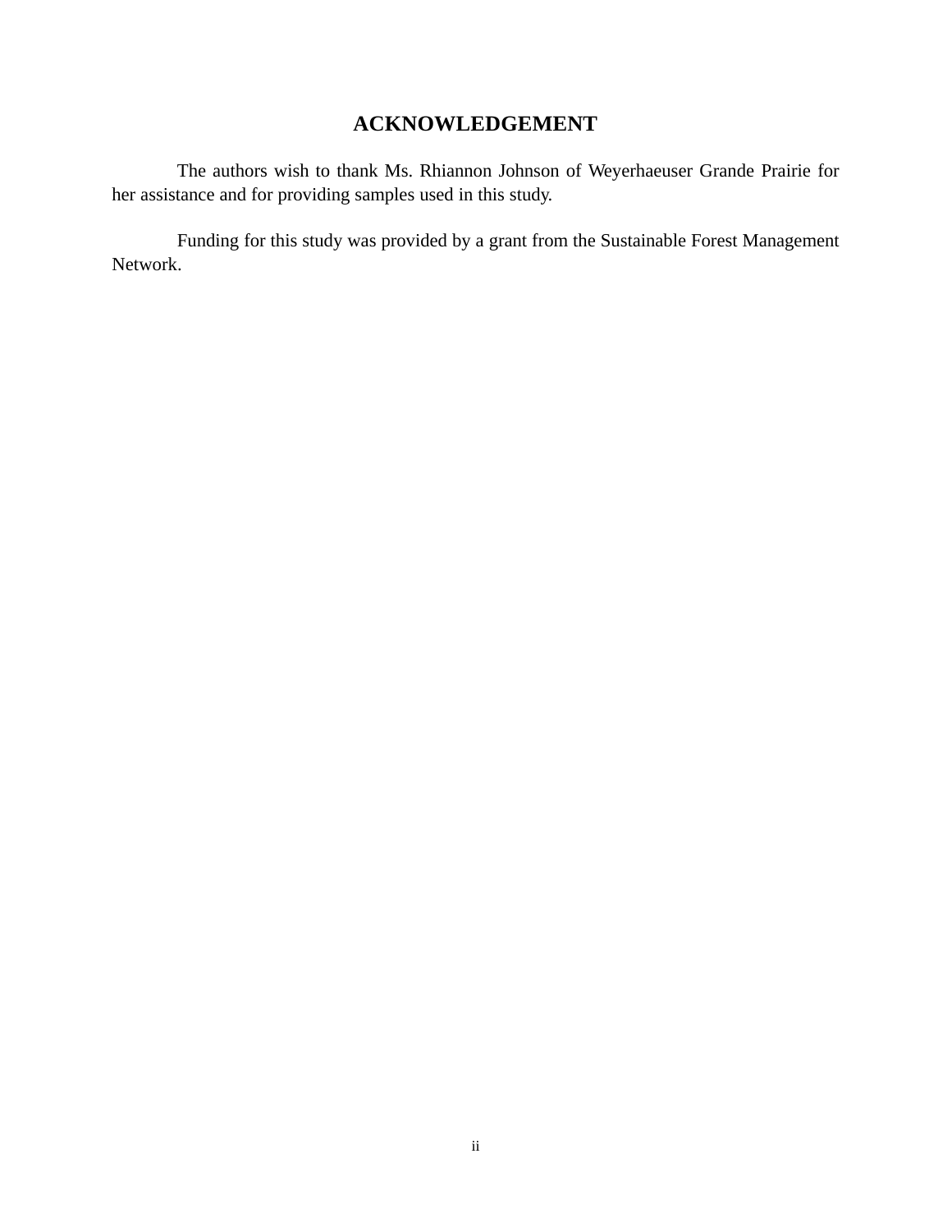# ACKNOWLEDGEMENT

The authors wish to thank Ms. Rhiannon Johnson of Weyerhaeuser Grande Prairie for her assistance and for providing samples used in this study.

Funding for this study was provided by a grant from the Sustainable Forest Management Network.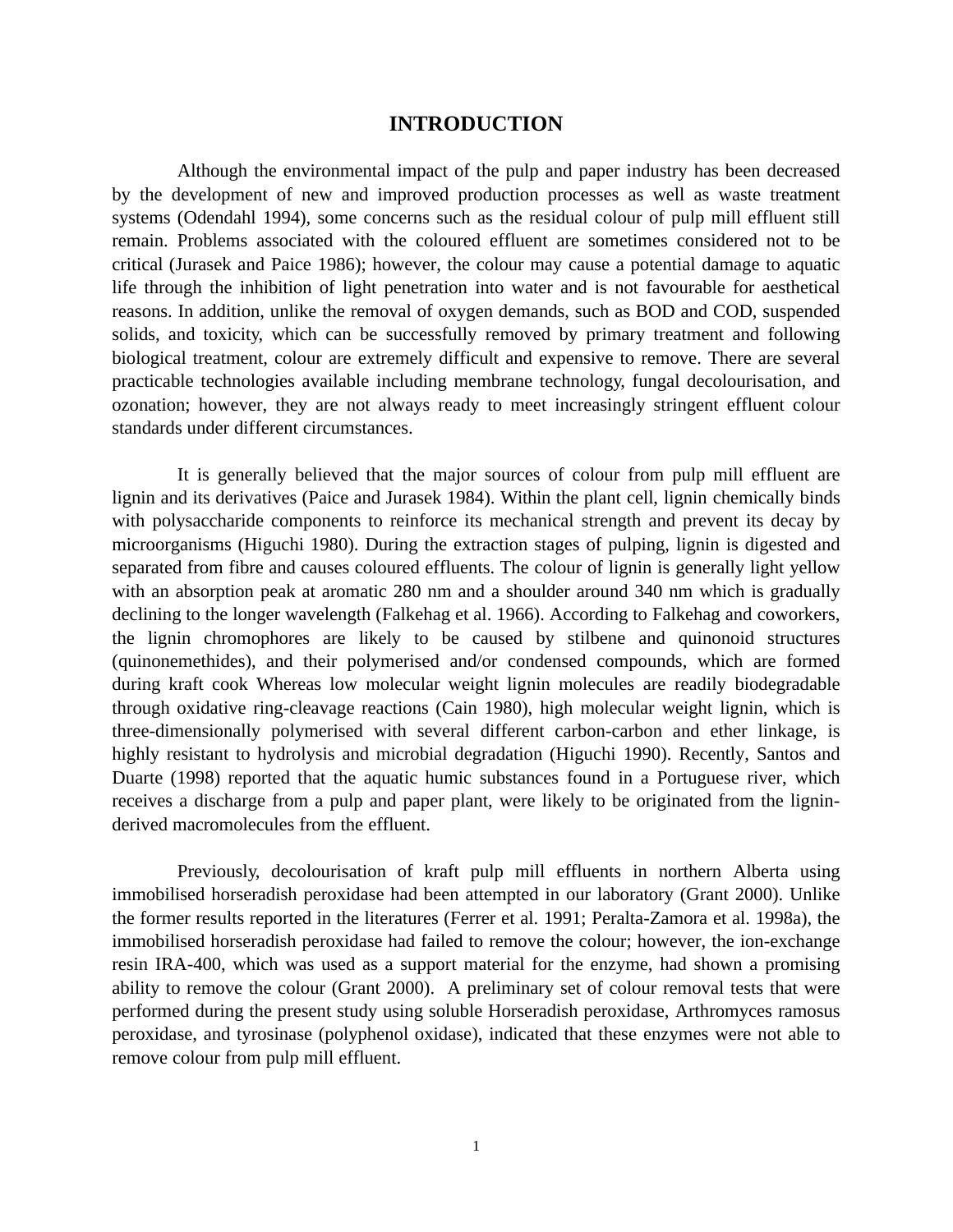# INTRODUCTION

Although the environmental impact of the pulp and paper industry has been decreased by the development of new and improved production processes as well as waste treatment systems (Odendahl 1994), some concerns such as the residual colour of pulp mill effluent still remain. Problems associated with the coloured effluent are sometimes considered not to be critical (Jurasek and Paice 1986); however, the colour may cause a potential damage to aquatic life through the inhibition of light penetration into water and is not favourable for aesthetical reasons. In addition, unlike the removal of oxygen demands, such as BOD and COD, suspended solids, and toxicity, which can be successfully removed by primary treatment and following biological treatment, colour are extremely difficult and expensive to remove. There are several practicable technologies available including membrane technology, fungal decolourisation, and ozonation; however, they are not always ready to meet increasingly stringent effluent colour standards under different circumstances.

It is generally believed that the major sources of colour from pulp mill effluent are lignin and its derivatives (Paice and Jurasek 1984). Within the plant cell, lignin chemically binds with polysaccharide components to reinforce its mechanical strength and prevent its decay by microorganisms (Higuchi 1980). During the extraction stages of pulping, lignin is digested and separated from fibre and causes coloured effluents. The colour of lignin is generally light yellow with an absorption peak at aromatic 280 nm and a shoulder around 340 nm which is gradually declining to the longer wavelength (Falkehag et al. 1966). According to Falkehag and coworkers, the lignin chromophores are likely to be caused by stilbene and quinonoid structures (quinonemethides), and their polymerised and/or condensed compounds, which are formed during kraft cook Whereas low molecular weight lignin molecules are readily biodegradable through oxidative ring-cleavage reactions (Cain 1980), high molecular weight lignin, which is three-dimensionally polymerised with several different carbon-carbon and ether linkage, is highly resistant to hydrolysis and microbial degradation (Higuchi 1990). Recently, Santos and Duarte (1998) reported that the aquatic humic substances found in a Portuguese river, which receives a discharge from a pulp and paper plant, were likely to be originated from the lignin-derived macromolecules from the effluent.

Previously, decolourisation of kraft pulp mill effluents in northern Alberta using immobilised horseradish peroxidase had been attempted in our laboratory (Grant 2000). Unlike the former results reported in the literatures (Ferrer et al. 1991; Peralta-Zamora et al. 1998a), the immobilised horseradish peroxidase had failed to remove the colour; however, the ion-exchange resin IRA-400, which was used as a support material for the enzyme, had shown a promising ability to remove the colour (Grant 2000). A preliminary set of colour removal tests that were performed during the present study using soluble Horseradish peroxidase, Arthromyces ramosus peroxidase, and tyrosinase (polyphenol oxidase), indicated that these enzymes were not able to remove colour from pulp mill effluent.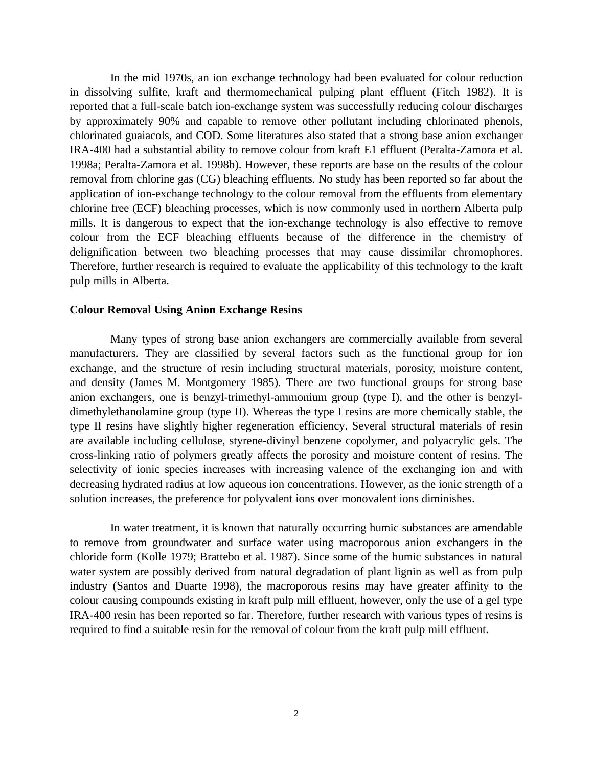In the mid 1970s, an ion exchange technology had been evaluated for colour reduction in dissolving sulfite, kraft and thermomechanical pulping plant effluent (Fitch 1982). It is reported that a full-scale batch ion-exchange system was successfully reducing colour discharges by approximately 90% and capable to remove other pollutant including chlorinated phenols, chlorinated guaiacols, and COD. Some literatures also stated that a strong base anion exchanger IRA-400 had a substantial ability to remove colour from kraft E1 effluent (Peralta-Zamora et al. 1998a; Peralta-Zamora et al. 1998b). However, these reports are base on the results of the colour removal from chlorine gas (CG) bleaching effluents. No study has been reported so far about the application of ion-exchange technology to the colour removal from the effluents from elementary chlorine free (ECF) bleaching processes, which is now commonly used in northern Alberta pulp mills. It is dangerous to expect that the ion-exchange technology is also effective to remove colour from the ECF bleaching effluents because of the difference in the chemistry of delignification between two bleaching processes that may cause dissimilar chromophores. Therefore, further research is required to evaluate the applicability of this technology to the kraft pulp mills in Alberta.

**Colour Removal Using Anion Exchange Resins**

Many types of strong base anion exchangers are commercially available from several manufacturers. They are classified by several factors such as the functional group for ion exchange, and the structure of resin including structural materials, porosity, moisture content, and density (James M. Montgomery 1985). There are two functional groups for strong base anion exchangers, one is benzyl-trimethyl-ammonium group (type I), and the other is benzyl-dimethylethanolamine group (type II). Whereas the type I resins are more chemically stable, the type II resins have slightly higher regeneration efficiency. Several structural materials of resin are available including cellulose, styrene-divinyl benzene copolymer, and polyacrylic gels. The cross-linking ratio of polymers greatly affects the porosity and moisture content of resins. The selectivity of ionic species increases with increasing valence of the exchanging ion and with decreasing hydrated radius at low aqueous ion concentrations. However, as the ionic strength of a solution increases, the preference for polyvalent ions over monovalent ions diminishes.

In water treatment, it is known that naturally occurring humic substances are amendable to remove from groundwater and surface water using macroporous anion exchangers in the chloride form (Kolle 1979; Brattebo et al. 1987). Since some of the humic substances in natural water system are possibly derived from natural degradation of plant lignin as well as from pulp industry (Santos and Duarte 1998), the macroporous resins may have greater affinity to the colour causing compounds existing in kraft pulp mill effluent, however, only the use of a gel type IRA-400 resin has been reported so far. Therefore, further research with various types of resins is required to find a suitable resin for the removal of colour from the kraft pulp mill effluent.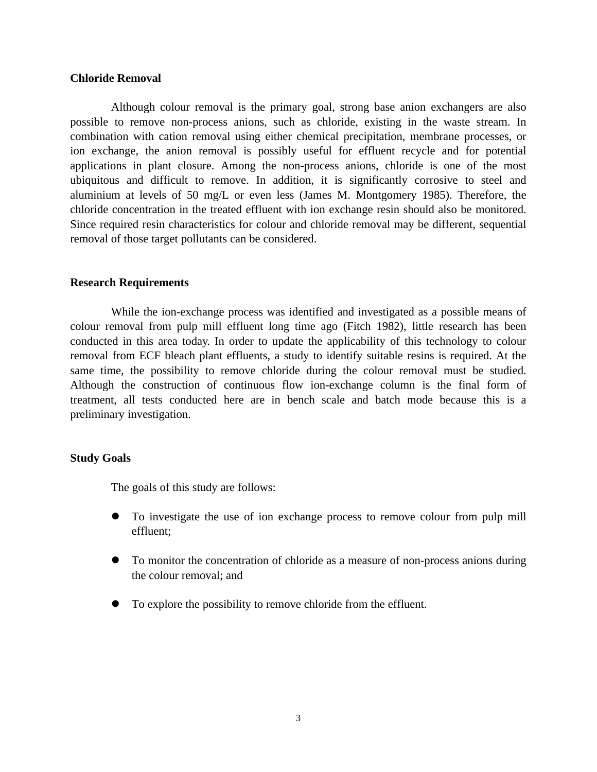## Chloride Removal

Although colour removal is the primary goal, strong base anion exchangers are also possible to remove non-process anions, such as chloride, existing in the waste stream. In combination with cation removal using either chemical precipitation, membrane processes, or ion exchange, the anion removal is possibly useful for effluent recycle and for potential applications in plant closure. Among the non-process anions, chloride is one of the most ubiquitous and difficult to remove. In addition, it is significantly corrosive to steel and aluminium at levels of 50 mg/L or even less (James M. Montgomery 1985). Therefore, the chloride concentration in the treated effluent with ion exchange resin should also be monitored. Since required resin characteristics for colour and chloride removal may be different, sequential removal of those target pollutants can be considered.

## Research Requirements

While the ion-exchange process was identified and investigated as a possible means of colour removal from pulp mill effluent long time ago (Fitch 1982), little research has been conducted in this area today. In order to update the applicability of this technology to colour removal from ECF bleach plant effluents, a study to identify suitable resins is required. At the same time, the possibility to remove chloride during the colour removal must be studied. Although the construction of continuous flow ion-exchange column is the final form of treatment, all tests conducted here are in bench scale and batch mode because this is a preliminary investigation.

## Study Goals

The goals of this study are follows:

- To investigate the use of ion exchange process to remove colour from pulp mill effluent;
- To monitor the concentration of chloride as a measure of non-process anions during the colour removal; and
- To explore the possibility to remove chloride from the effluent.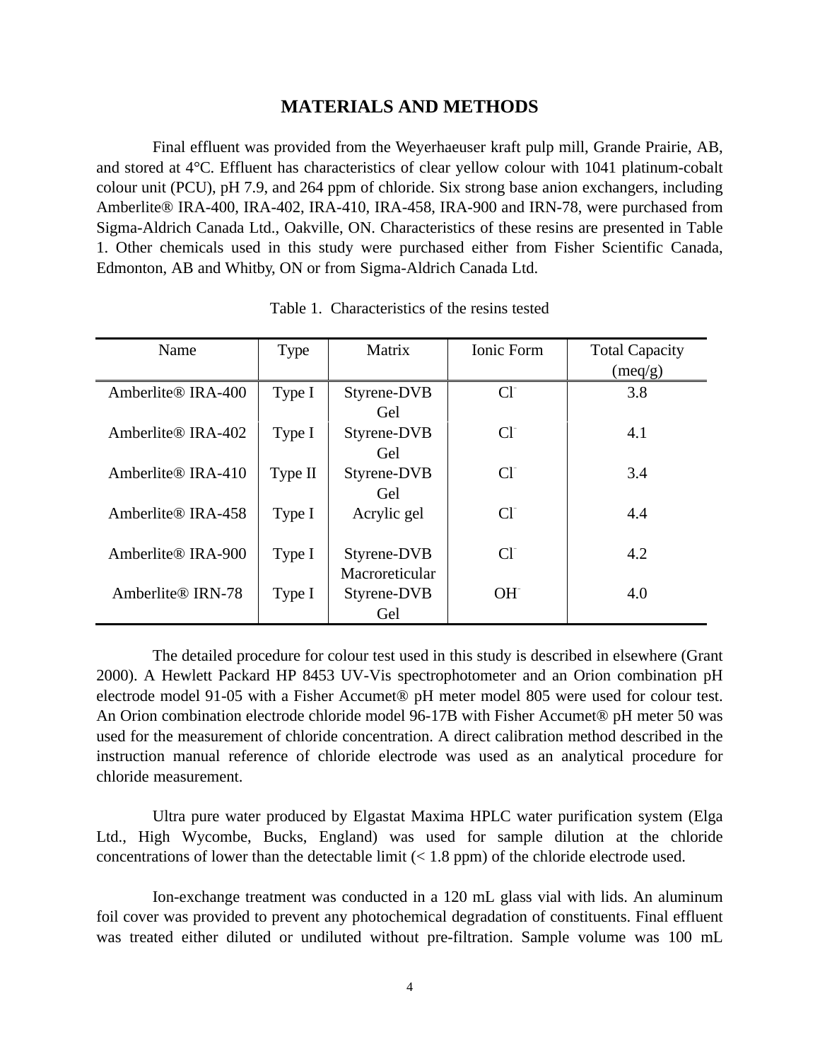## MATERIALS AND METHODS

Final effluent was provided from the Weyerhaeuser kraft pulp mill, Grande Prairie, AB, and stored at 4°C. Effluent has characteristics of clear yellow colour with 1041 platinum-cobalt colour unit (PCU), pH 7.9, and 264 ppm of chloride. Six strong base anion exchangers, including Amberlite® IRA-400, IRA-402, IRA-410, IRA-458, IRA-900 and IRN-78, were purchased from Sigma-Aldrich Canada Ltd., Oakville, ON. Characteristics of these resins are presented in Table 1. Other chemicals used in this study were purchased either from Fisher Scientific Canada, Edmonton, AB and Whitby, ON or from Sigma-Aldrich Canada Ltd.

Table 1. Characteristics of the resins tested

| Name | Type | Matrix | Ionic Form | Total Capacity (meq/g) |
|---|---|---|---|---|
| Amberlite® IRA-400 | Type I | Styrene-DVB Gel | $Cl^-$ | 3.8 |
| Amberlite® IRA-402 | Type I | Styrene-DVB Gel | $Cl^-$ | 4.1 |
| Amberlite® IRA-410 | Type II | Styrene-DVB Gel | $Cl^-$ | 3.4 |
| Amberlite® IRA-458 | Type I | Acrylic gel | $Cl^-$ | 4.4 |
| Amberlite® IRA-900 | Type I | Styrene-DVB Macroreticular | $Cl^-$ | 4.2 |
| Amberlite® IRN-78 | Type I | Styrene-DVB Gel | $OH^-$ | 4.0 |

The detailed procedure for colour test used in this study is described in elsewhere (Grant 2000). A Hewlett Packard HP 8453 UV-Vis spectrophotometer and an Orion combination pH electrode model 91-05 with a Fisher Accumet® pH meter model 805 were used for colour test. An Orion combination electrode chloride model 96-17B with Fisher Accumet® pH meter 50 was used for the measurement of chloride concentration. A direct calibration method described in the instruction manual reference of chloride electrode was used as an analytical procedure for chloride measurement.

Ultra pure water produced by Elgastat Maxima HPLC water purification system (Elga Ltd., High Wycombe, Bucks, England) was used for sample dilution at the chloride concentrations of lower than the detectable limit (< 1.8 ppm) of the chloride electrode used.

Ion-exchange treatment was conducted in a 120 mL glass vial with lids. An aluminum foil cover was provided to prevent any photochemical degradation of constituents. Final effluent was treated either diluted or undiluted without pre-filtration. Sample volume was 100 mL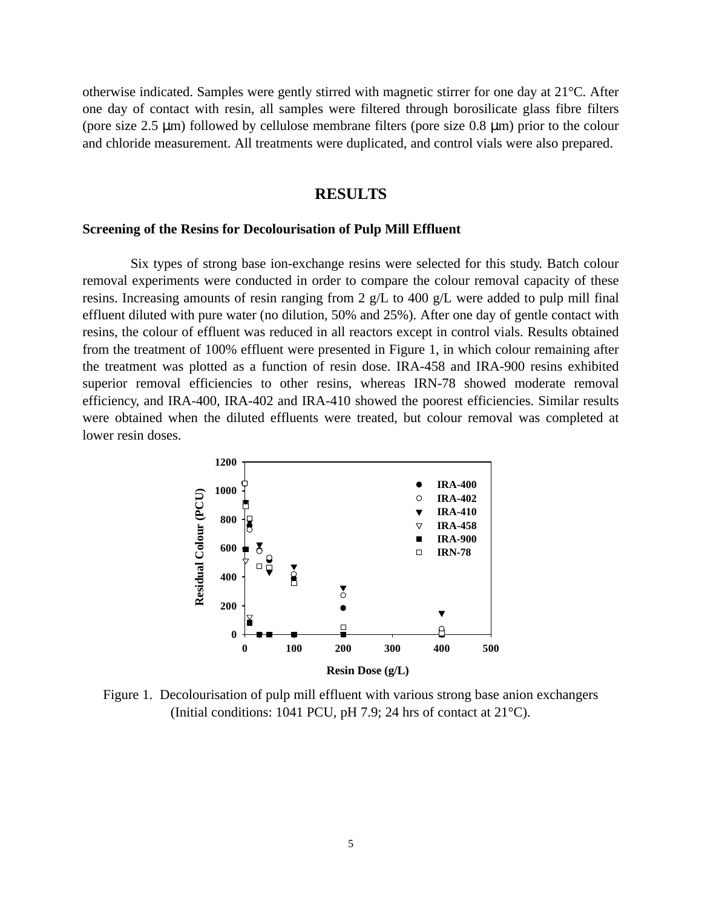otherwise indicated. Samples were gently stirred with magnetic stirrer for one day at 21°C. After one day of contact with resin, all samples were filtered through borosilicate glass fibre filters (pore size 2.5 μm) followed by cellulose membrane filters (pore size 0.8 μm) prior to the colour and chloride measurement. All treatments were duplicated, and control vials were also prepared.

## RESULTS

### Screening of the Resins for Decolourisation of Pulp Mill Effluent

Six types of strong base ion-exchange resins were selected for this study. Batch colour removal experiments were conducted in order to compare the colour removal capacity of these resins. Increasing amounts of resin ranging from 2 g/L to 400 g/L were added to pulp mill final effluent diluted with pure water (no dilution, 50% and 25%). After one day of gentle contact with resins, the colour of effluent was reduced in all reactors except in control vials. Results obtained from the treatment of 100% effluent were presented in Figure 1, in which colour remaining after the treatment was plotted as a function of resin dose. IRA-458 and IRA-900 resins exhibited superior removal efficiencies to other resins, whereas IRN-78 showed moderate removal efficiency, and IRA-400, IRA-402 and IRA-410 showed the poorest efficiencies. Similar results were obtained when the diluted effluents were treated, but colour removal was completed at lower resin doses.

Figure 1. Decolourisation of pulp mill effluent with various strong base anion exchangers (Initial conditions: 1041 PCU, pH 7.9; 24 hrs of contact at 21°C).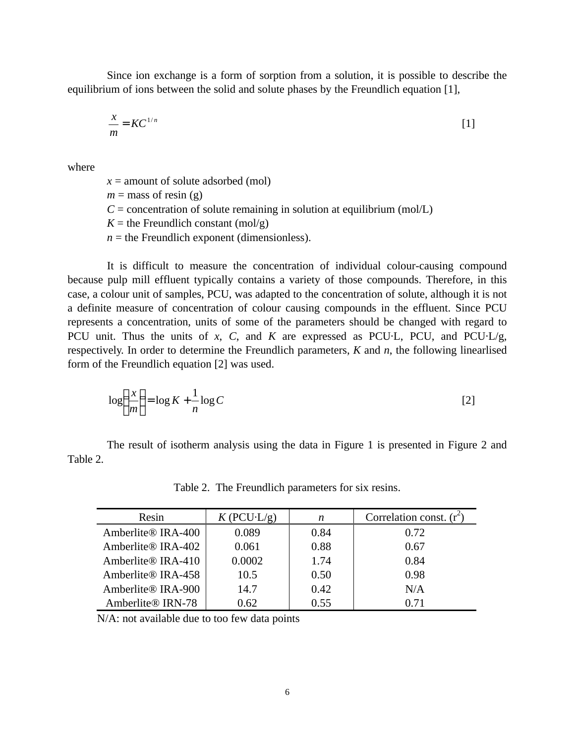Since ion exchange is a form of sorption from a solution, it is possible to describe the equilibrium of ions between the solid and solute phases by the Freundlich equation [1],

$$\frac{x}{m} = KC^{1/n} \tag{1}$$

where

$x$ = amount of solute adsorbed (mol)
$m$ = mass of resin (g)
$C$ = concentration of solute remaining in solution at equilibrium (mol/L)
$K$ = the Freundlich constant (mol/g)
$n$ = the Freundlich exponent (dimensionless).

It is difficult to measure the concentration of individual colour-causing compound because pulp mill effluent typically contains a variety of those compounds. Therefore, in this case, a colour unit of samples, PCU, was adapted to the concentration of solute, although it is not a definite measure of concentration of colour causing compounds in the effluent. Since PCU represents a concentration, units of some of the parameters should be changed with regard to PCU unit. Thus the units of $x$, $C$, and $K$ are expressed as PCU·L, PCU, and PCU·L/g, respectively. In order to determine the Freundlich parameters, $K$ and $n$, the following linearlised form of the Freundlich equation [2] was used.

$$\log\left(\frac{x}{m}\right) = \log K + \frac{1}{n}\log C \tag{2}$$

The result of isotherm analysis using the data in Figure 1 is presented in Figure 2 and Table 2.

Table 2. The Freundlich parameters for six resins.

| Resin | $K$ (PCU·L/g) | $n$ | Correlation const. ($r^2$) |
|---|---|---|---|
| Amberlite® IRA-400 | 0.089 | 0.84 | 0.72 |
| Amberlite® IRA-402 | 0.061 | 0.88 | 0.67 |
| Amberlite® IRA-410 | 0.0002 | 1.74 | 0.84 |
| Amberlite® IRA-458 | 10.5 | 0.50 | 0.98 |
| Amberlite® IRA-900 | 14.7 | 0.42 | N/A |
| Amberlite® IRN-78 | 0.62 | 0.55 | 0.71 |

N/A: not available due to too few data points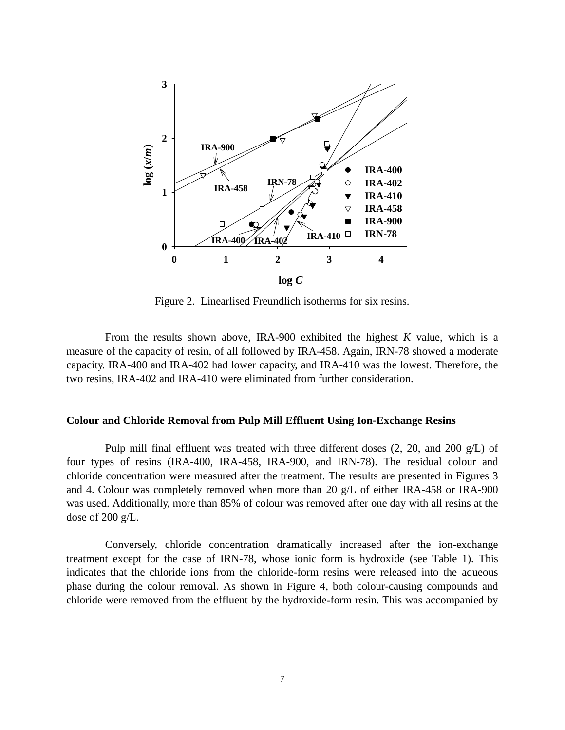Figure 2. Linearlised Freundlich isotherms for six resins.

From the results shown above, IRA-900 exhibited the highest *K* value, which is a measure of the capacity of resin, of all followed by IRA-458. Again, IRN-78 showed a moderate capacity. IRA-400 and IRA-402 had lower capacity, and IRA-410 was the lowest. Therefore, the two resins, IRA-402 and IRA-410 were eliminated from further consideration.

**Colour and Chloride Removal from Pulp Mill Effluent Using Ion-Exchange Resins**

Pulp mill final effluent was treated with three different doses (2, 20, and 200 g/L) of four types of resins (IRA-400, IRA-458, IRA-900, and IRN-78). The residual colour and chloride concentration were measured after the treatment. The results are presented in Figures 3 and 4. Colour was completely removed when more than 20 g/L of either IRA-458 or IRA-900 was used. Additionally, more than 85% of colour was removed after one day with all resins at the dose of 200 g/L.

Conversely, chloride concentration dramatically increased after the ion-exchange treatment except for the case of IRN-78, whose ionic form is hydroxide (see Table 1). This indicates that the chloride ions from the chloride-form resins were released into the aqueous phase during the colour removal. As shown in Figure 4, both colour-causing compounds and chloride were removed from the effluent by the hydroxide-form resin. This was accompanied by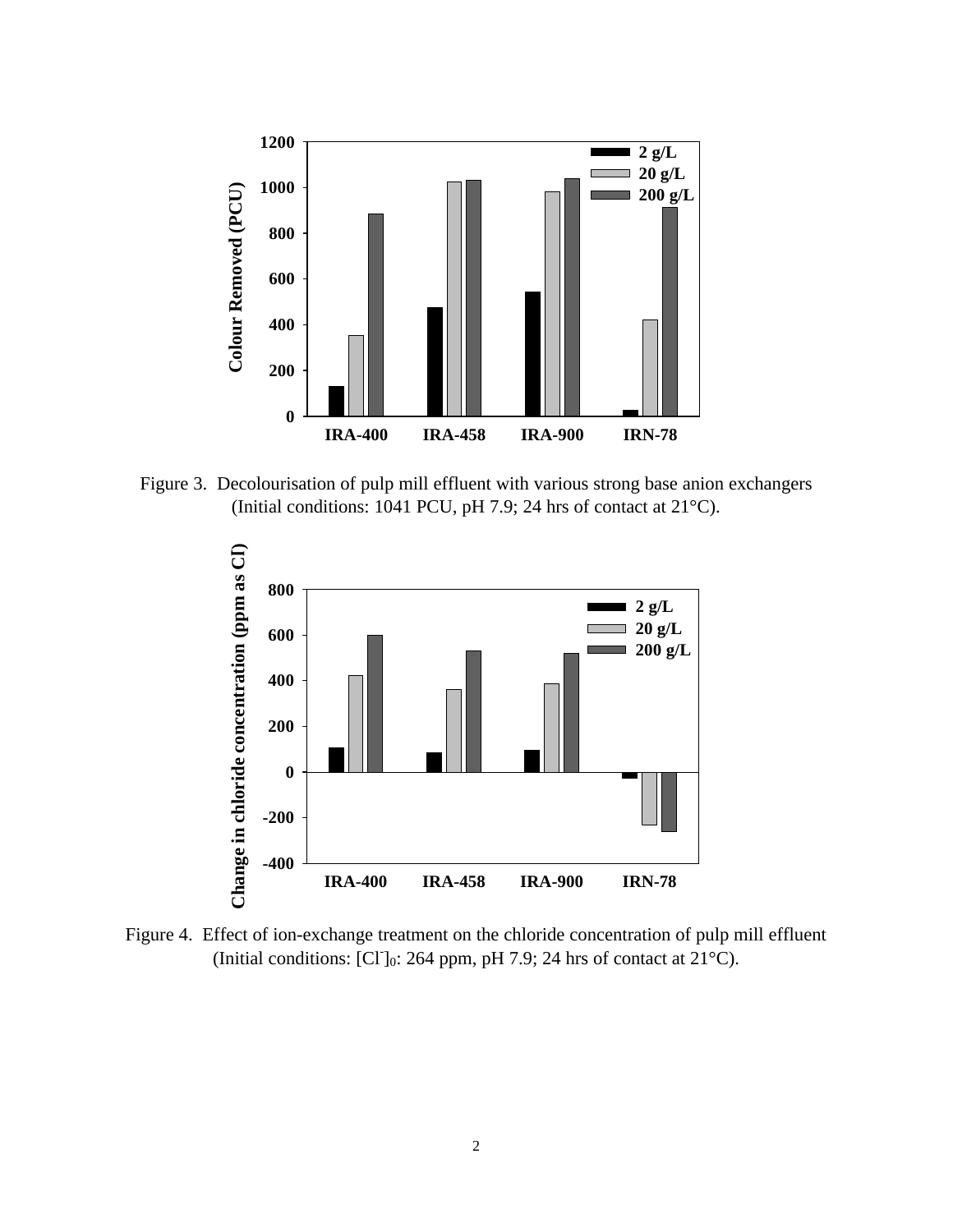Figure 3. Decolourisation of pulp mill effluent with various strong base anion exchangers (Initial conditions: 1041 PCU, pH 7.9; 24 hrs of contact at 21°C).

Figure 4. Effect of ion-exchange treatment on the chloride concentration of pulp mill effluent (Initial conditions: $[Cl^-]_0$: 264 ppm, pH 7.9; 24 hrs of contact at 21°C).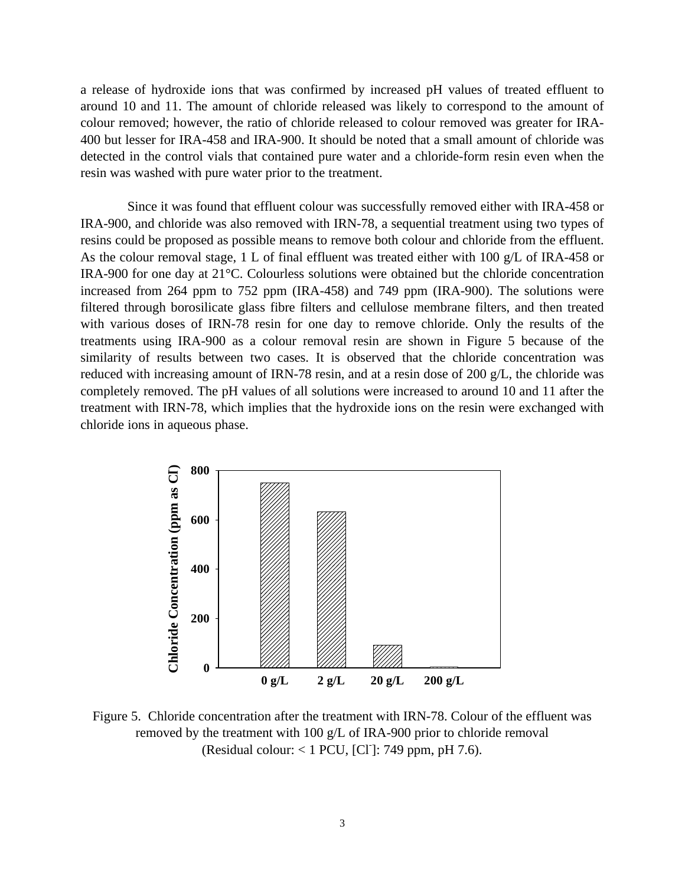a release of hydroxide ions that was confirmed by increased pH values of treated effluent to around 10 and 11. The amount of chloride released was likely to correspond to the amount of colour removed; however, the ratio of chloride released to colour removed was greater for IRA-400 but lesser for IRA-458 and IRA-900. It should be noted that a small amount of chloride was detected in the control vials that contained pure water and a chloride-form resin even when the resin was washed with pure water prior to the treatment.

Since it was found that effluent colour was successfully removed either with IRA-458 or IRA-900, and chloride was also removed with IRN-78, a sequential treatment using two types of resins could be proposed as possible means to remove both colour and chloride from the effluent. As the colour removal stage, 1 L of final effluent was treated either with 100 g/L of IRA-458 or IRA-900 for one day at 21°C. Colourless solutions were obtained but the chloride concentration increased from 264 ppm to 752 ppm (IRA-458) and 749 ppm (IRA-900). The solutions were filtered through borosilicate glass fibre filters and cellulose membrane filters, and then treated with various doses of IRN-78 resin for one day to remove chloride. Only the results of the treatments using IRA-900 as a colour removal resin are shown in Figure 5 because of the similarity of results between two cases. It is observed that the chloride concentration was reduced with increasing amount of IRN-78 resin, and at a resin dose of 200 g/L, the chloride was completely removed. The pH values of all solutions were increased to around 10 and 11 after the treatment with IRN-78, which implies that the hydroxide ions on the resin were exchanged with chloride ions in aqueous phase.

Figure 5. Chloride concentration after the treatment with IRN-78. Colour of the effluent was removed by the treatment with 100 g/L of IRA-900 prior to chloride removal (Residual colour: < 1 PCU, $[Cl^-]$: 749 ppm, pH 7.6).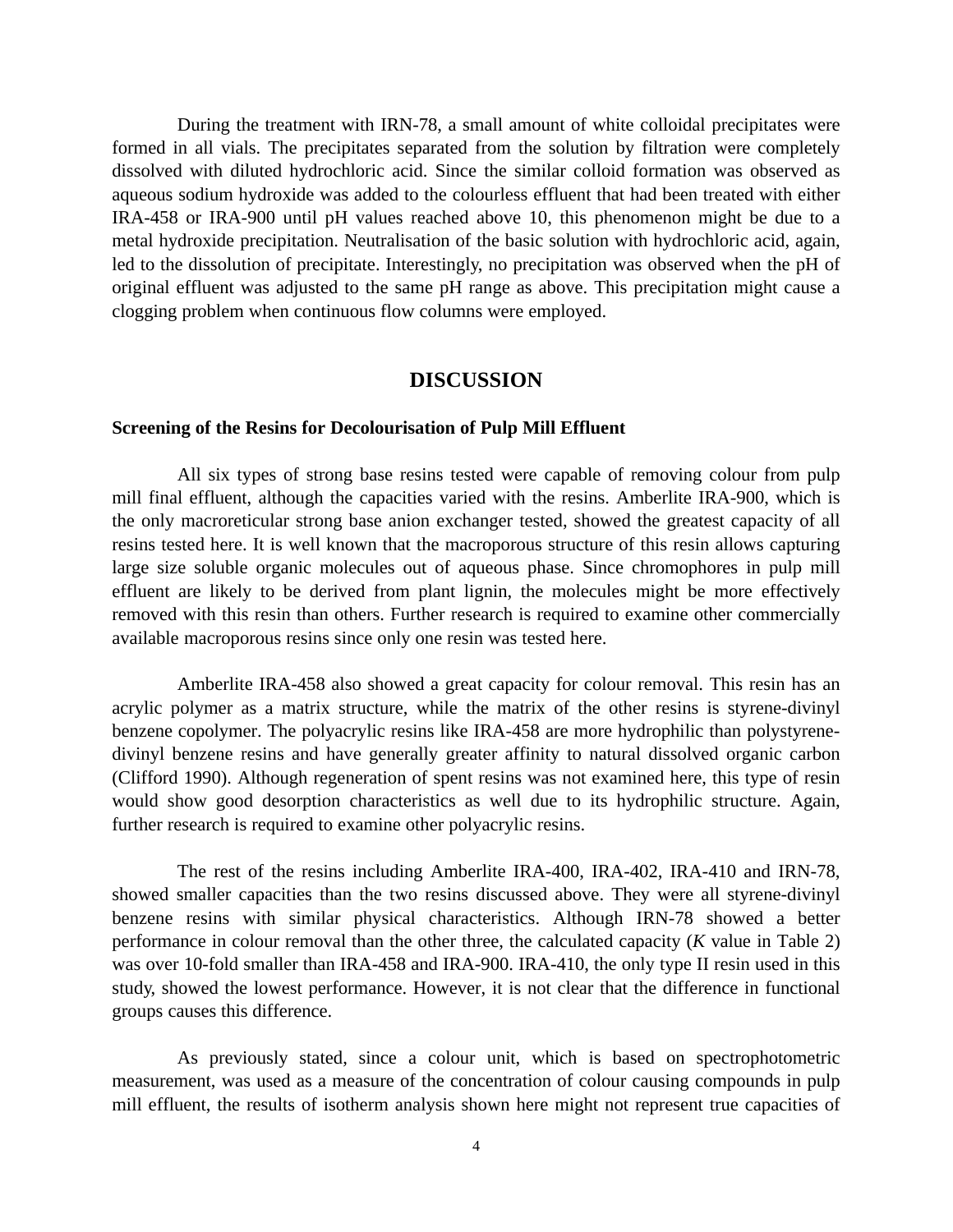During the treatment with IRN-78, a small amount of white colloidal precipitates were formed in all vials. The precipitates separated from the solution by filtration were completely dissolved with diluted hydrochloric acid. Since the similar colloid formation was observed as aqueous sodium hydroxide was added to the colourless effluent that had been treated with either IRA-458 or IRA-900 until pH values reached above 10, this phenomenon might be due to a metal hydroxide precipitation. Neutralisation of the basic solution with hydrochloric acid, again, led to the dissolution of precipitate. Interestingly, no precipitation was observed when the pH of original effluent was adjusted to the same pH range as above. This precipitation might cause a clogging problem when continuous flow columns were employed.

## DISCUSSION

### Screening of the Resins for Decolourisation of Pulp Mill Effluent

All six types of strong base resins tested were capable of removing colour from pulp mill final effluent, although the capacities varied with the resins. Amberlite IRA-900, which is the only macroreticular strong base anion exchanger tested, showed the greatest capacity of all resins tested here. It is well known that the macroporous structure of this resin allows capturing large size soluble organic molecules out of aqueous phase. Since chromophores in pulp mill effluent are likely to be derived from plant lignin, the molecules might be more effectively removed with this resin than others. Further research is required to examine other commercially available macroporous resins since only one resin was tested here.

Amberlite IRA-458 also showed a great capacity for colour removal. This resin has an acrylic polymer as a matrix structure, while the matrix of the other resins is styrene-divinyl benzene copolymer. The polyacrylic resins like IRA-458 are more hydrophilic than polystyrene-divinyl benzene resins and have generally greater affinity to natural dissolved organic carbon (Clifford 1990). Although regeneration of spent resins was not examined here, this type of resin would show good desorption characteristics as well due to its hydrophilic structure. Again, further research is required to examine other polyacrylic resins.

The rest of the resins including Amberlite IRA-400, IRA-402, IRA-410 and IRN-78, showed smaller capacities than the two resins discussed above. They were all styrene-divinyl benzene resins with similar physical characteristics. Although IRN-78 showed a better performance in colour removal than the other three, the calculated capacity (*K* value in Table 2) was over 10-fold smaller than IRA-458 and IRA-900. IRA-410, the only type II resin used in this study, showed the lowest performance. However, it is not clear that the difference in functional groups causes this difference.

As previously stated, since a colour unit, which is based on spectrophotometric measurement, was used as a measure of the concentration of colour causing compounds in pulp mill effluent, the results of isotherm analysis shown here might not represent true capacities of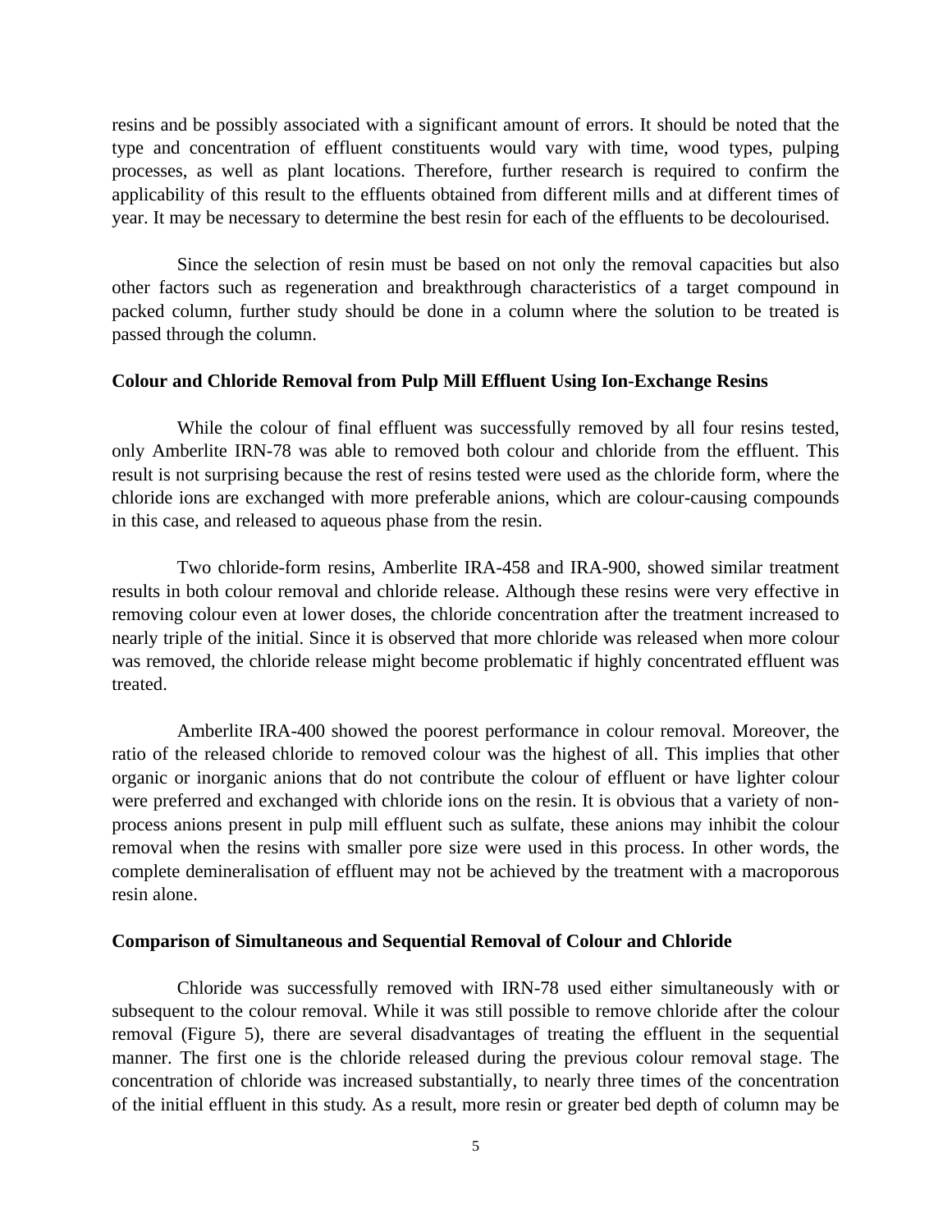resins and be possibly associated with a significant amount of errors. It should be noted that the type and concentration of effluent constituents would vary with time, wood types, pulping processes, as well as plant locations. Therefore, further research is required to confirm the applicability of this result to the effluents obtained from different mills and at different times of year. It may be necessary to determine the best resin for each of the effluents to be decolourised.

Since the selection of resin must be based on not only the removal capacities but also other factors such as regeneration and breakthrough characteristics of a target compound in packed column, further study should be done in a column where the solution to be treated is passed through the column.

**Colour and Chloride Removal from Pulp Mill Effluent Using Ion-Exchange Resins**

While the colour of final effluent was successfully removed by all four resins tested, only Amberlite IRN-78 was able to removed both colour and chloride from the effluent. This result is not surprising because the rest of resins tested were used as the chloride form, where the chloride ions are exchanged with more preferable anions, which are colour-causing compounds in this case, and released to aqueous phase from the resin.

Two chloride-form resins, Amberlite IRA-458 and IRA-900, showed similar treatment results in both colour removal and chloride release. Although these resins were very effective in removing colour even at lower doses, the chloride concentration after the treatment increased to nearly triple of the initial. Since it is observed that more chloride was released when more colour was removed, the chloride release might become problematic if highly concentrated effluent was treated.

Amberlite IRA-400 showed the poorest performance in colour removal. Moreover, the ratio of the released chloride to removed colour was the highest of all. This implies that other organic or inorganic anions that do not contribute the colour of effluent or have lighter colour were preferred and exchanged with chloride ions on the resin. It is obvious that a variety of non-process anions present in pulp mill effluent such as sulfate, these anions may inhibit the colour removal when the resins with smaller pore size were used in this process. In other words, the complete demineralisation of effluent may not be achieved by the treatment with a macroporous resin alone.

**Comparison of Simultaneous and Sequential Removal of Colour and Chloride**

Chloride was successfully removed with IRN-78 used either simultaneously with or subsequent to the colour removal. While it was still possible to remove chloride after the colour removal (Figure 5), there are several disadvantages of treating the effluent in the sequential manner. The first one is the chloride released during the previous colour removal stage. The concentration of chloride was increased substantially, to nearly three times of the concentration of the initial effluent in this study. As a result, more resin or greater bed depth of column may be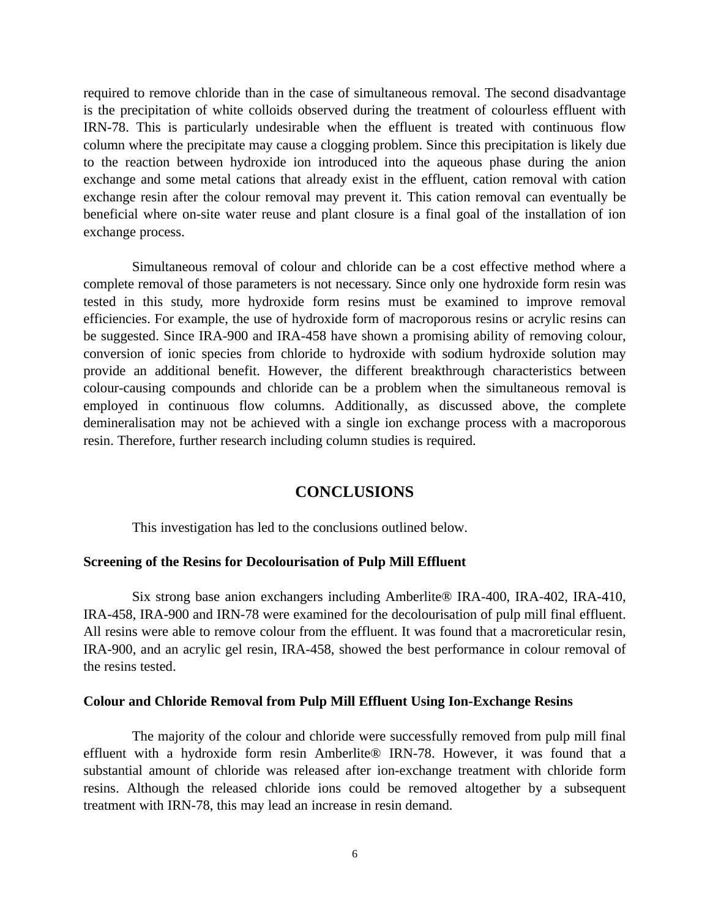required to remove chloride than in the case of simultaneous removal. The second disadvantage is the precipitation of white colloids observed during the treatment of colourless effluent with IRN-78. This is particularly undesirable when the effluent is treated with continuous flow column where the precipitate may cause a clogging problem. Since this precipitation is likely due to the reaction between hydroxide ion introduced into the aqueous phase during the anion exchange and some metal cations that already exist in the effluent, cation removal with cation exchange resin after the colour removal may prevent it. This cation removal can eventually be beneficial where on-site water reuse and plant closure is a final goal of the installation of ion exchange process.

Simultaneous removal of colour and chloride can be a cost effective method where a complete removal of those parameters is not necessary. Since only one hydroxide form resin was tested in this study, more hydroxide form resins must be examined to improve removal efficiencies. For example, the use of hydroxide form of macroporous resins or acrylic resins can be suggested. Since IRA-900 and IRA-458 have shown a promising ability of removing colour, conversion of ionic species from chloride to hydroxide with sodium hydroxide solution may provide an additional benefit. However, the different breakthrough characteristics between colour-causing compounds and chloride can be a problem when the simultaneous removal is employed in continuous flow columns. Additionally, as discussed above, the complete demineralisation may not be achieved with a single ion exchange process with a macroporous resin. Therefore, further research including column studies is required.

## CONCLUSIONS

This investigation has led to the conclusions outlined below.

### Screening of the Resins for Decolourisation of Pulp Mill Effluent

Six strong base anion exchangers including Amberlite® IRA-400, IRA-402, IRA-410, IRA-458, IRA-900 and IRN-78 were examined for the decolourisation of pulp mill final effluent. All resins were able to remove colour from the effluent. It was found that a macroreticular resin, IRA-900, and an acrylic gel resin, IRA-458, showed the best performance in colour removal of the resins tested.

### Colour and Chloride Removal from Pulp Mill Effluent Using Ion-Exchange Resins

The majority of the colour and chloride were successfully removed from pulp mill final effluent with a hydroxide form resin Amberlite® IRN-78. However, it was found that a substantial amount of chloride was released after ion-exchange treatment with chloride form resins. Although the released chloride ions could be removed altogether by a subsequent treatment with IRN-78, this may lead an increase in resin demand.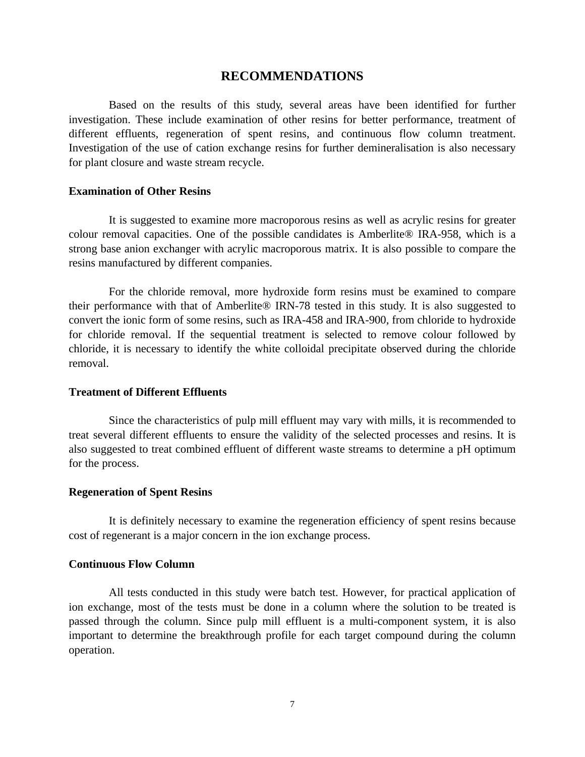# RECOMMENDATIONS

Based on the results of this study, several areas have been identified for further investigation. These include examination of other resins for better performance, treatment of different effluents, regeneration of spent resins, and continuous flow column treatment. Investigation of the use of cation exchange resins for further demineralisation is also necessary for plant closure and waste stream recycle.

## Examination of Other Resins

It is suggested to examine more macroporous resins as well as acrylic resins for greater colour removal capacities. One of the possible candidates is Amberlite® IRA-958, which is a strong base anion exchanger with acrylic macroporous matrix. It is also possible to compare the resins manufactured by different companies.

For the chloride removal, more hydroxide form resins must be examined to compare their performance with that of Amberlite® IRN-78 tested in this study. It is also suggested to convert the ionic form of some resins, such as IRA-458 and IRA-900, from chloride to hydroxide for chloride removal. If the sequential treatment is selected to remove colour followed by chloride, it is necessary to identify the white colloidal precipitate observed during the chloride removal.

## Treatment of Different Effluents

Since the characteristics of pulp mill effluent may vary with mills, it is recommended to treat several different effluents to ensure the validity of the selected processes and resins. It is also suggested to treat combined effluent of different waste streams to determine a pH optimum for the process.

## Regeneration of Spent Resins

It is definitely necessary to examine the regeneration efficiency of spent resins because cost of regenerant is a major concern in the ion exchange process.

## Continuous Flow Column

All tests conducted in this study were batch test. However, for practical application of ion exchange, most of the tests must be done in a column where the solution to be treated is passed through the column. Since pulp mill effluent is a multi-component system, it is also important to determine the breakthrough profile for each target compound during the column operation.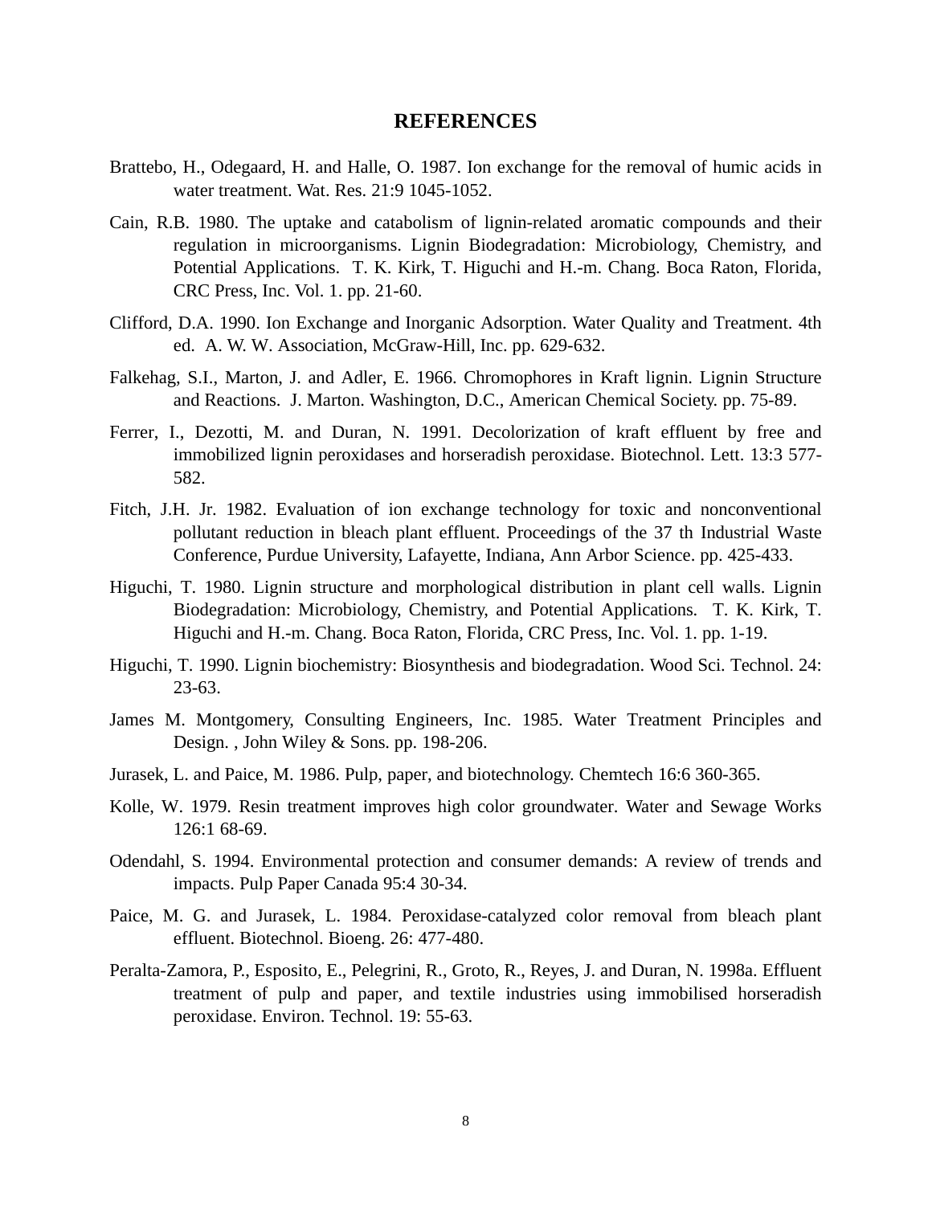# REFERENCES

Brattebo, H., Odegaard, H. and Halle, O. 1987. Ion exchange for the removal of humic acids in water treatment. Wat. Res. 21:9 1045-1052.

Cain, R.B. 1980. The uptake and catabolism of lignin-related aromatic compounds and their regulation in microorganisms. Lignin Biodegradation: Microbiology, Chemistry, and Potential Applications. T. K. Kirk, T. Higuchi and H.-m. Chang. Boca Raton, Florida, CRC Press, Inc. Vol. 1. pp. 21-60.

Clifford, D.A. 1990. Ion Exchange and Inorganic Adsorption. Water Quality and Treatment. 4th ed. A. W. W. Association, McGraw-Hill, Inc. pp. 629-632.

Falkehag, S.I., Marton, J. and Adler, E. 1966. Chromophores in Kraft lignin. Lignin Structure and Reactions. J. Marton. Washington, D.C., American Chemical Society. pp. 75-89.

Ferrer, I., Dezotti, M. and Duran, N. 1991. Decolorization of kraft effluent by free and immobilized lignin peroxidases and horseradish peroxidase. Biotechnol. Lett. 13:3 577-582.

Fitch, J.H. Jr. 1982. Evaluation of ion exchange technology for toxic and nonconventional pollutant reduction in bleach plant effluent. Proceedings of the 37 th Industrial Waste Conference, Purdue University, Lafayette, Indiana, Ann Arbor Science. pp. 425-433.

Higuchi, T. 1980. Lignin structure and morphological distribution in plant cell walls. Lignin Biodegradation: Microbiology, Chemistry, and Potential Applications. T. K. Kirk, T. Higuchi and H.-m. Chang. Boca Raton, Florida, CRC Press, Inc. Vol. 1. pp. 1-19.

Higuchi, T. 1990. Lignin biochemistry: Biosynthesis and biodegradation. Wood Sci. Technol. 24: 23-63.

James M. Montgomery, Consulting Engineers, Inc. 1985. Water Treatment Principles and Design. , John Wiley & Sons. pp. 198-206.

Jurasek, L. and Paice, M. 1986. Pulp, paper, and biotechnology. Chemtech 16:6 360-365.

Kolle, W. 1979. Resin treatment improves high color groundwater. Water and Sewage Works 126:1 68-69.

Odendahl, S. 1994. Environmental protection and consumer demands: A review of trends and impacts. Pulp Paper Canada 95:4 30-34.

Paice, M. G. and Jurasek, L. 1984. Peroxidase-catalyzed color removal from bleach plant effluent. Biotechnol. Bioeng. 26: 477-480.

Peralta-Zamora, P., Esposito, E., Pelegrini, R., Groto, R., Reyes, J. and Duran, N. 1998a. Effluent treatment of pulp and paper, and textile industries using immobilised horseradish peroxidase. Environ. Technol. 19: 55-63.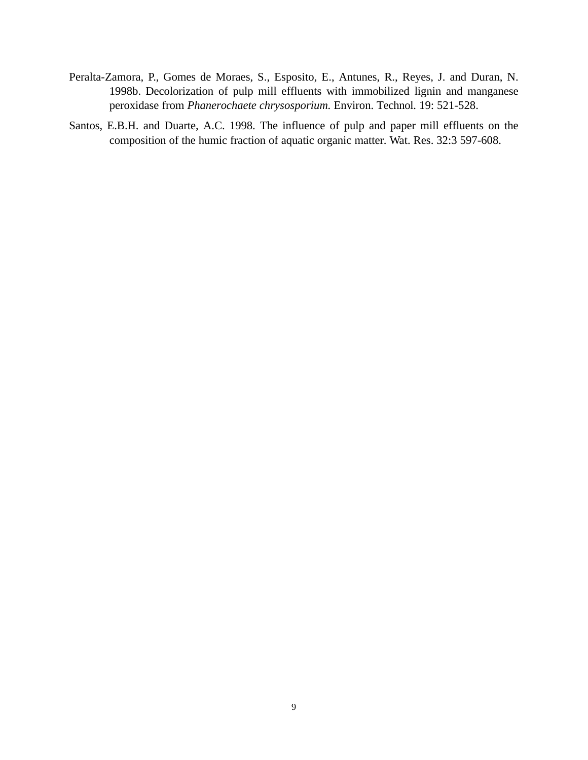Peralta-Zamora, P., Gomes de Moraes, S., Esposito, E., Antunes, R., Reyes, J. and Duran, N. 1998b. Decolorization of pulp mill effluents with immobilized lignin and manganese peroxidase from *Phanerochaete chrysosporium*. Environ. Technol. 19: 521-528.

Santos, E.B.H. and Duarte, A.C. 1998. The influence of pulp and paper mill effluents on the composition of the humic fraction of aquatic organic matter. Wat. Res. 32:3 597-608.